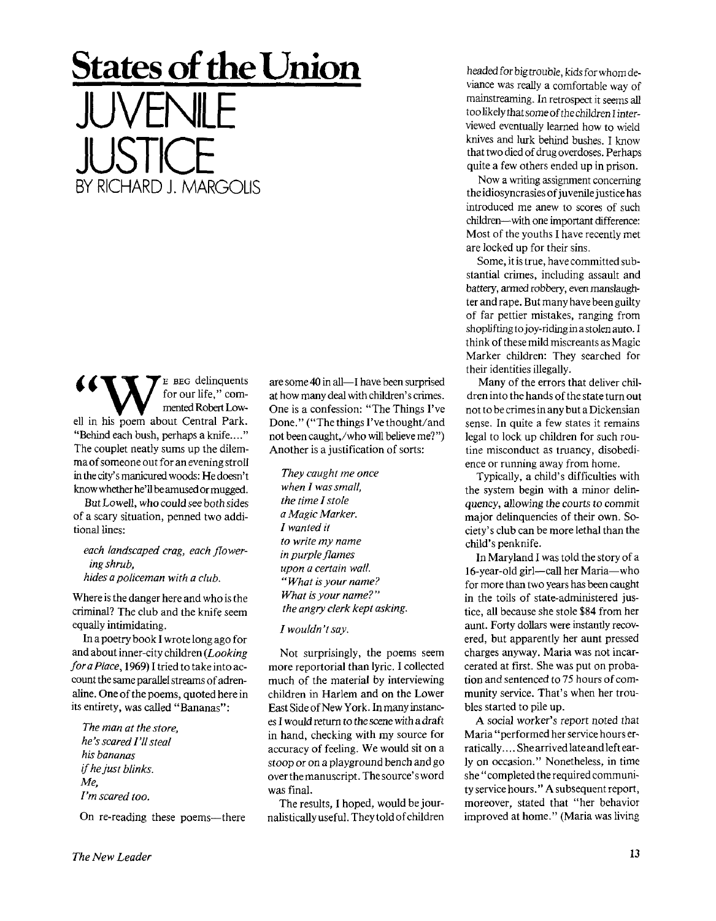# States of the Union

## JUVENILE JUSTICE

### BY RICHARD J. MARGOLIS

"We beg delinquents for our life," commented Robert Lowell in his poem about Central Park. "Behind each bush, perhaps a knife...." The couplet neatly sums up the dilemma of someone out for an evening stroll in the city's manicured woods: He doesn't know whether he'll be amused or mugged.

But Lowell, who could see both sides of a scary situation, penned two additional lines:

> *each landscaped crag, each flowering shrub,*
> *hides a policeman with a club.*

Where is the danger here and who is the criminal? The club and the knife seem equally intimidating.

In a poetry book I wrote long ago for and about inner-city children (*Looking for a Place*, 1969) I tried to take into account the same parallel streams of adrenaline. One of the poems, quoted here in its entirety, was called "Bananas":

> *The man at the store,*
> *he's scared I'll steal*
> *his bananas*
> *if he just blinks.*
> *Me,*
> *I'm scared too.*

On re-reading these poems—there are some 40 in all—I have been surprised at how many deal with children's crimes. One is a confession: "The Things I've Done." ("The things I've thought/and not been caught,/who will believe me?") Another is a justification of sorts:

> *They caught me once*
> *when I was small,*
> *the time I stole*
> *a Magic Marker.*
> *I wanted it*
> *to write my name*
> *in purple flames*
> *upon a certain wall.*
> *"What is your name?*
> *What is your name?"*
> *the angry clerk kept asking.*
>
> *I wouldn't say.*

Not surprisingly, the poems seem more reportorial than lyric. I collected much of the material by interviewing children in Harlem and on the Lower East Side of New York. In many instances I would return to the scene with a draft in hand, checking with my source for accuracy of feeling. We would sit on a stoop or on a playground bench and go over the manuscript. The source's word was final.

The results, I hoped, would be journalistically useful. They told of children headed for big trouble, kids for whom deviance was really a comfortable way of mainstreaming. In retrospect it seems all too likely that some of the children I interviewed eventually learned how to wield knives and lurk behind bushes. I know that two died of drug overdoses. Perhaps quite a few others ended up in prison.

Now a writing assignment concerning the idiosyncrasies of juvenile justice has introduced me anew to scores of such children—with one important difference: Most of the youths I have recently met are locked up for their sins.

Some, it is true, have committed substantial crimes, including assault and battery, armed robbery, even manslaughter and rape. But many have been guilty of far pettier mistakes, ranging from shoplifting to joy-riding in a stolen auto. I think of these mild miscreants as Magic Marker children: They searched for their identities illegally.

Many of the errors that deliver children into the hands of the state turn out not to be crimes in any but a Dickensian sense. In quite a few states it remains legal to lock up children for such routine misconduct as truancy, disobedience or running away from home.

Typically, a child's difficulties with the system begin with a minor delinquency, allowing the courts to commit major delinquencies of their own. Society's club can be more lethal than the child's penknife.

In Maryland I was told the story of a 16-year-old girl—call her Maria—who for more than two years has been caught in the toils of state-administered justice, all because she stole $84 from her aunt. Forty dollars were instantly recovered, but apparently her aunt pressed charges anyway. Maria was not incarcerated at first. She was put on probation and sentenced to 75 hours of community service. That's when her troubles started to pile up.

A social worker's report noted that Maria "performed her service hours erratically.... She arrived late and left early on occasion." Nonetheless, in time she "completed the required community service hours." A subsequent report, moreover, stated that "her behavior improved at home." (Maria was living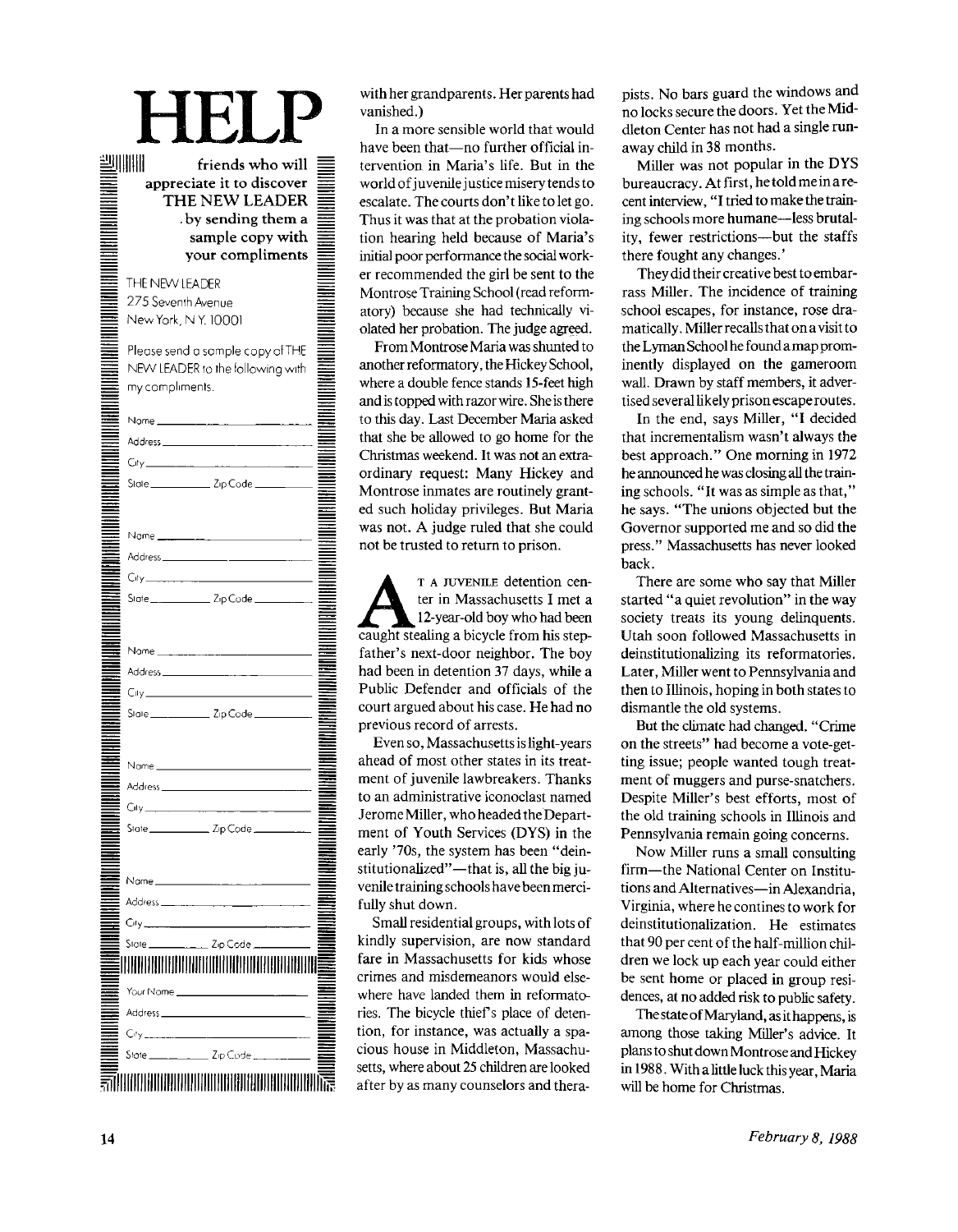# HELP

friends who will appreciate it to discover THE NEW LEADER by sending them a sample copy with your compliments

THE NEW LEADER
275 Seventh Avenue
New York, N.Y. 10001

Please send a sample copy of THE NEW LEADER to the following with my compliments.

Name ______
Address ______
City ______
State ______ Zip Code ______

Name ______
Address ______
City ______
State ______ Zip Code ______

Name ______
Address ______
City ______
State ______ Zip Code ______

Name ______
Address ______
City ______
State ______ Zip Code ______

Name ______
Address ______
City ______
State ______ Zip Code ______

Your Name ______
Address ______
City ______
State ______ Zip Code ______

with her grandparents. Her parents had vanished.)

In a more sensible world that would have been that—no further official intervention in Maria's life. But in the world of juvenile justice misery tends to escalate. The courts don't like to let go. Thus it was that at the probation violation hearing held because of Maria's initial poor performance the social worker recommended the girl be sent to the Montrose Training School (read reformatory) because she had technically violated her probation. The judge agreed.

From Montrose Maria was shunted to another reformatory, the Hickey School, where a double fence stands 15-feet high and is topped with razor wire. She is there to this day. Last December Maria asked that she be allowed to go home for the Christmas weekend. It was not an extraordinary request: Many Hickey and Montrose inmates are routinely granted such holiday privileges. But Maria was not. A judge ruled that she could not be trusted to return to prison.

At a juvenile detention center in Massachusetts I met a 12-year-old boy who had been caught stealing a bicycle from his stepfather's next-door neighbor. The boy had been in detention 37 days, while a Public Defender and officials of the court argued about his case. He had no previous record of arrests.

Even so, Massachusetts is light-years ahead of most other states in its treatment of juvenile lawbreakers. Thanks to an administrative iconoclast named Jerome Miller, who headed the Department of Youth Services (DYS) in the early '70s, the system has been "deinstitutionalized"—that is, all the big juvenile training schools have been mercifully shut down.

Small residential groups, with lots of kindly supervision, are now standard fare in Massachusetts for kids whose crimes and misdemeanors would elsewhere have landed them in reformatories. The bicycle thief's place of detention, for instance, was actually a spacious house in Middleton, Massachusetts, where about 25 children are looked after by as many counselors and therapists. No bars guard the windows and no locks secure the doors. Yet the Middleton Center has not had a single runaway child in 38 months.

Miller was not popular in the DYS bureaucracy. At first, he told me in a recent interview, "I tried to make the training schools more humane—less brutality, fewer restrictions—but the staffs there fought any changes.'

They did their creative best to embarrass Miller. The incidence of training school escapes, for instance, rose dramatically. Miller recalls that on a visit to the Lyman School he found a map prominently displayed on the gameroom wall. Drawn by staff members, it advertised several likely prison escape routes.

In the end, says Miller, "I decided that incrementalism wasn't always the best approach." One morning in 1972 he announced he was closing all the training schools. "It was as simple as that," he says. "The unions objected but the Governor supported me and so did the press." Massachusetts has never looked back.

There are some who say that Miller started "a quiet revolution" in the way society treats its young delinquents. Utah soon followed Massachusetts in deinstitutionalizing its reformatories. Later, Miller went to Pennsylvania and then to Illinois, hoping in both states to dismantle the old systems.

But the climate had changed. "Crime on the streets" had become a vote-getting issue; people wanted tough treatment of muggers and purse-snatchers. Despite Miller's best efforts, most of the old training schools in Illinois and Pennsylvania remain going concerns.

Now Miller runs a small consulting firm—the National Center on Institutions and Alternatives—in Alexandria, Virginia, where he contines to work for deinstitutionalization. He estimates that 90 per cent of the half-million children we lock up each year could either be sent home or placed in group residences, at no added risk to public safety.

The state of Maryland, as it happens, is among those taking Miller's advice. It plans to shut down Montrose and Hickey in 1988. With a little luck this year, Maria will be home for Christmas.